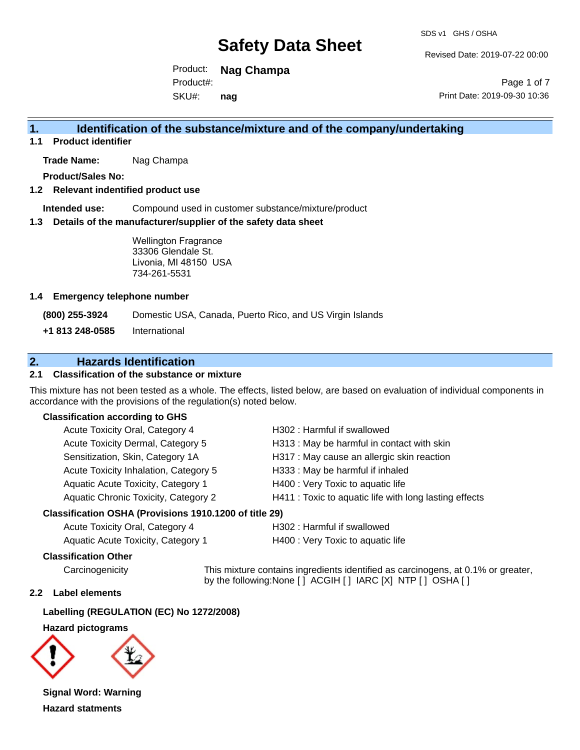# Safety Data Sheet

SDS v1 GHS / OSHA

Revised Date: 2019-07-22 00:00

Print Date: 2019-09-30 10:36

Product: **Nag Champa**

Product#:

SKU#: **nag**

## 1. Identification of the substance/mixture and of the company/undertaking

### 1.1 Product identifier

**Trade Name:** Nag Champa

**Product/Sales No:**

### 1.2 Relevant identified product use

**Intended use:** Compound used in customer substance/mixture/product

### 1.3 Details of the manufacturer/supplier of the safety data sheet

Wellington Fragrance
33306 Glendale St.
Livonia, MI 48150 USA
734-261-5531

### 1.4 Emergency telephone number

| | |
|---|---|
| **(800) 255-3924** | Domestic USA, Canada, Puerto Rico, and US Virgin Islands |
| **+1 813 248-0585** | International |

## 2. Hazards Identification

### 2.1 Classification of the substance or mixture

This mixture has not been tested as a whole. The effects, listed below, are based on evaluation of individual components in accordance with the provisions of the regulation(s) noted below.

**Classification according to GHS**

| | |
|---|---|
| Acute Toxicity Oral, Category 4 | H302 : Harmful if swallowed |
| Acute Toxicity Dermal, Category 5 | H313 : May be harmful in contact with skin |
| Sensitization, Skin, Category 1A | H317 : May cause an allergic skin reaction |
| Acute Toxicity Inhalation, Category 5 | H333 : May be harmful if inhaled |
| Aquatic Acute Toxicity, Category 1 | H400 : Very Toxic to aquatic life |
| Aquatic Chronic Toxicity, Category 2 | H411 : Toxic to aquatic life with long lasting effects |

**Classification OSHA (Provisions 1910.1200 of title 29)**

| | |
|---|---|
| Acute Toxicity Oral, Category 4 | H302 : Harmful if swallowed |
| Aquatic Acute Toxicity, Category 1 | H400 : Very Toxic to aquatic life |

**Classification Other**

Carcinogenicity: This mixture contains ingredients identified as carcinogens, at 0.1% or greater, by the following:None [ ] ACGIH [ ] IARC [X] NTP [ ] OSHA [ ]

### 2.2 Label elements

**Labelling (REGULATION (EC) No 1272/2008)**

**Hazard pictograms**

**Signal Word: Warning**

**Hazard statments**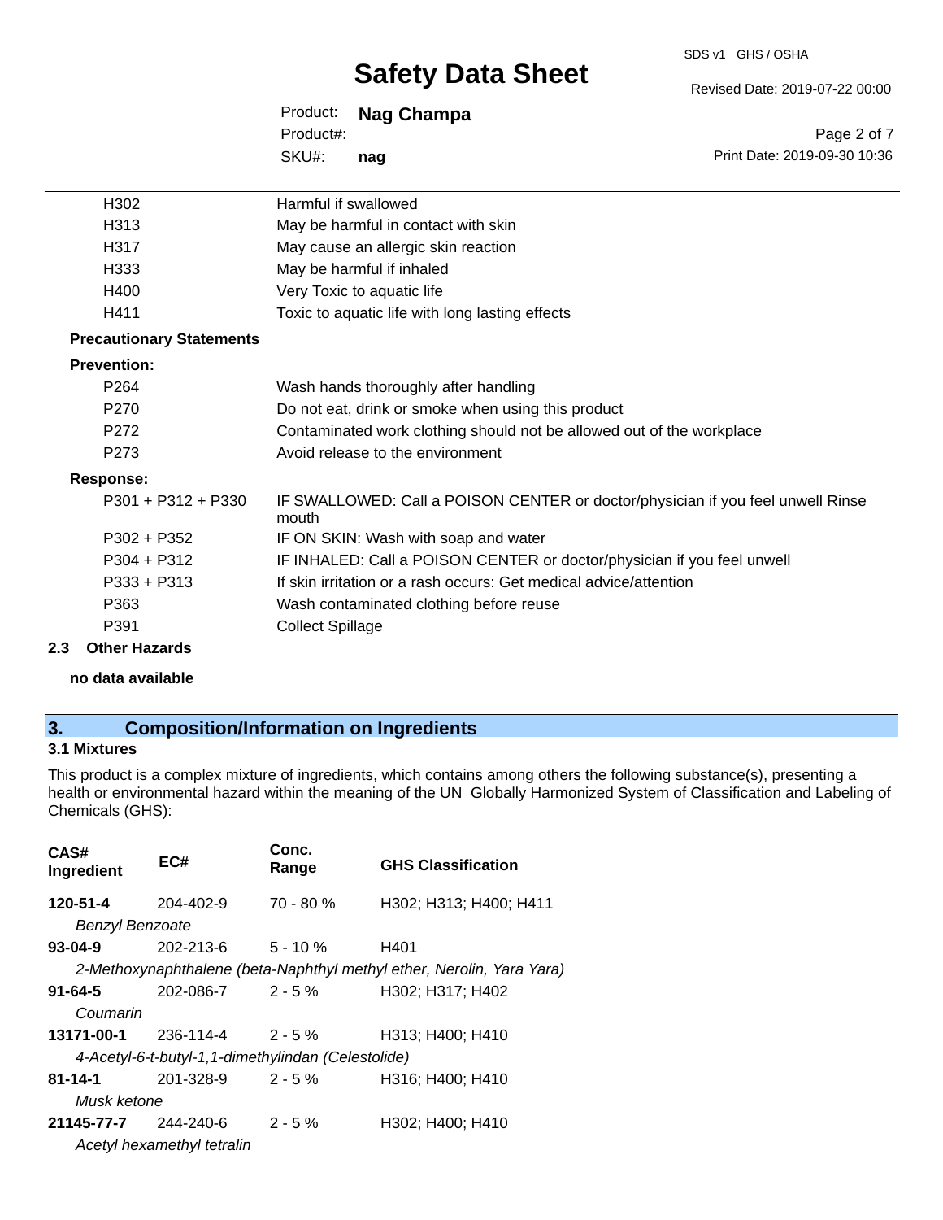| | |
|---|---|
| H302 | Harmful if swallowed |
| H313 | May be harmful in contact with skin |
| H317 | May cause an allergic skin reaction |
| H333 | May be harmful if inhaled |
| H400 | Very Toxic to aquatic life |
| H411 | Toxic to aquatic life with long lasting effects |

**Precautionary Statements**

**Prevention:**

| | |
|---|---|
| P264 | Wash hands thoroughly after handling |
| P270 | Do not eat, drink or smoke when using this product |
| P272 | Contaminated work clothing should not be allowed out of the workplace |
| P273 | Avoid release to the environment |

**Response:**

| | |
|---|---|
| P301 + P312 + P330 | IF SWALLOWED: Call a POISON CENTER or doctor/physician if you feel unwell Rinse mouth |
| P302 + P352 | IF ON SKIN: Wash with soap and water |
| P304 + P312 | IF INHALED: Call a POISON CENTER or doctor/physician if you feel unwell |
| P333 + P313 | If skin irritation or a rash occurs: Get medical advice/attention |
| P363 | Wash contaminated clothing before reuse |
| P391 | Collect Spillage |

### 2.3 Other Hazards

**no data available**

## 3. Composition/Information on Ingredients

### 3.1 Mixtures

This product is a complex mixture of ingredients, which contains among others the following substance(s), presenting a health or environmental hazard within the meaning of the UN Globally Harmonized System of Classification and Labeling of Chemicals (GHS):

| CAS# Ingredient | EC# | Conc. Range | GHS Classification |
|---|---|---|---|
| **120-51-4** | 204-402-9 | 70 - 80 % | H302; H313; H400; H411 |
| *Benzyl Benzoate* | | | |
| **93-04-9** | 202-213-6 | 5 - 10 % | H401 |
| *2-Methoxynaphthalene (beta-Naphthyl methyl ether, Nerolin, Yara Yara)* | | | |
| **91-64-5** | 202-086-7 | 2 - 5 % | H302; H317; H402 |
| *Coumarin* | | | |
| **13171-00-1** | 236-114-4 | 2 - 5 % | H313; H400; H410 |
| *4-Acetyl-6-t-butyl-1,1-dimethylindan (Celestolide)* | | | |
| **81-14-1** | 201-328-9 | 2 - 5 % | H316; H400; H410 |
| *Musk ketone* | | | |
| **21145-77-7** | 244-240-6 | 2 - 5 % | H302; H400; H410 |
| *Acetyl hexamethyl tetralin* | | | |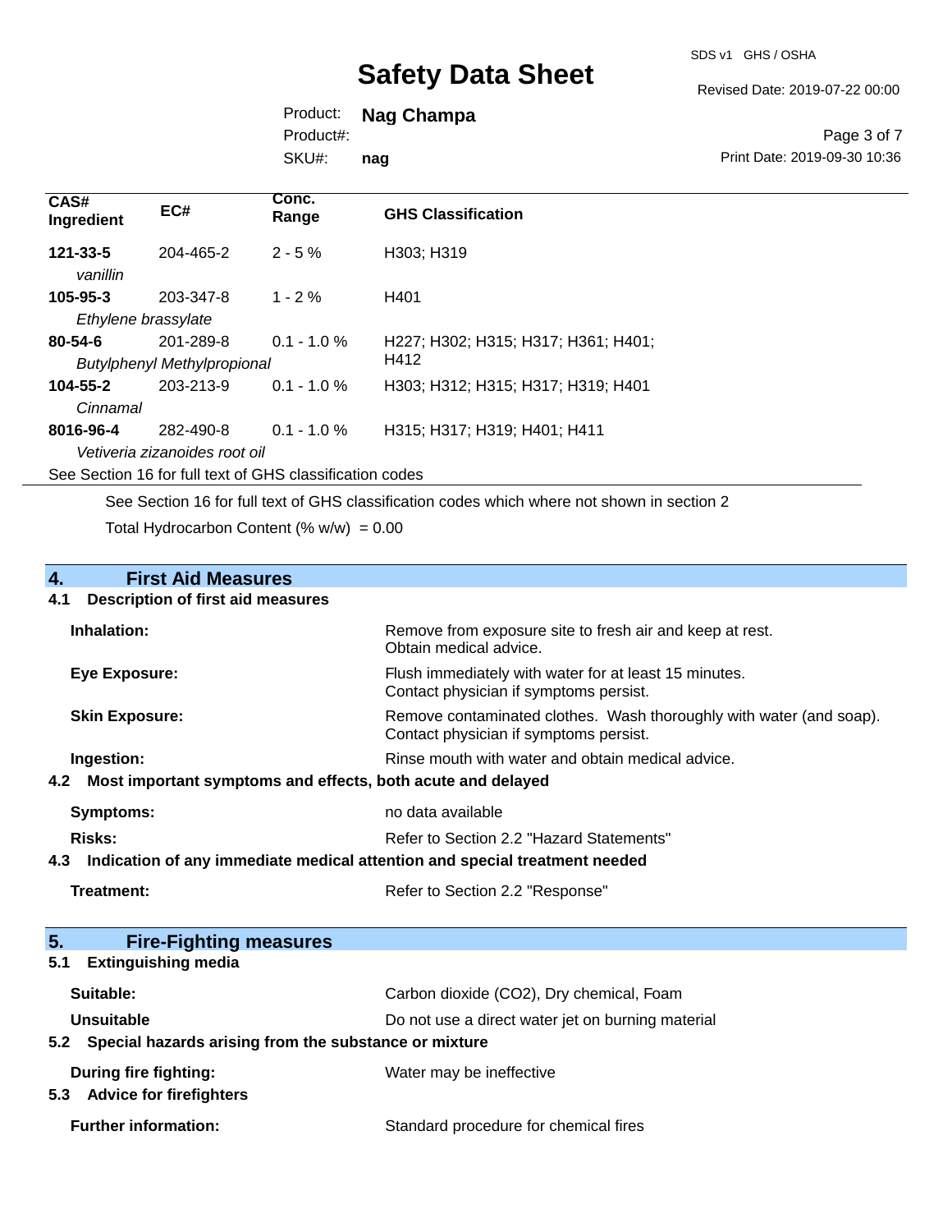| CAS# Ingredient | EC# | Conc. Range | GHS Classification |
|---|---|---|---|
| **121-33-5** *vanillin* | 204-465-2 | 2 - 5 % | H303; H319 |
| **105-95-3** *Ethylene brassylate* | 203-347-8 | 1 - 2 % | H401 |
| **80-54-6** *Butylphenyl Methylpropional* | 201-289-8 | 0.1 - 1.0 % | H227; H302; H315; H317; H361; H401; H412 |
| **104-55-2** *Cinnamal* | 203-213-9 | 0.1 - 1.0 % | H303; H312; H315; H317; H319; H401 |
| **8016-96-4** *Vetiveria zizanoides root oil* | 282-490-8 | 0.1 - 1.0 % | H315; H317; H319; H401; H411 |

See Section 16 for full text of GHS classification codes

See Section 16 for full text of GHS classification codes which where not shown in section 2

Total Hydrocarbon Content (% w/w) = 0.00

## 4. First Aid Measures

### 4.1 Description of first aid measures

**Inhalation:** Remove from exposure site to fresh air and keep at rest. Obtain medical advice.

**Eye Exposure:** Flush immediately with water for at least 15 minutes. Contact physician if symptoms persist.

**Skin Exposure:** Remove contaminated clothes. Wash thoroughly with water (and soap). Contact physician if symptoms persist.

**Ingestion:** Rinse mouth with water and obtain medical advice.

### 4.2 Most important symptoms and effects, both acute and delayed

**Symptoms:** no data available

**Risks:** Refer to Section 2.2 "Hazard Statements"

### 4.3 Indication of any immediate medical attention and special treatment needed

**Treatment:** Refer to Section 2.2 "Response"

## 5. Fire-Fighting measures

### 5.1 Extinguishing media

**Suitable:** Carbon dioxide (CO2), Dry chemical, Foam

**Unsuitable** Do not use a direct water jet on burning material

### 5.2 Special hazards arising from the substance or mixture

**During fire fighting:** Water may be ineffective

### 5.3 Advice for firefighters

**Further information:** Standard procedure for chemical fires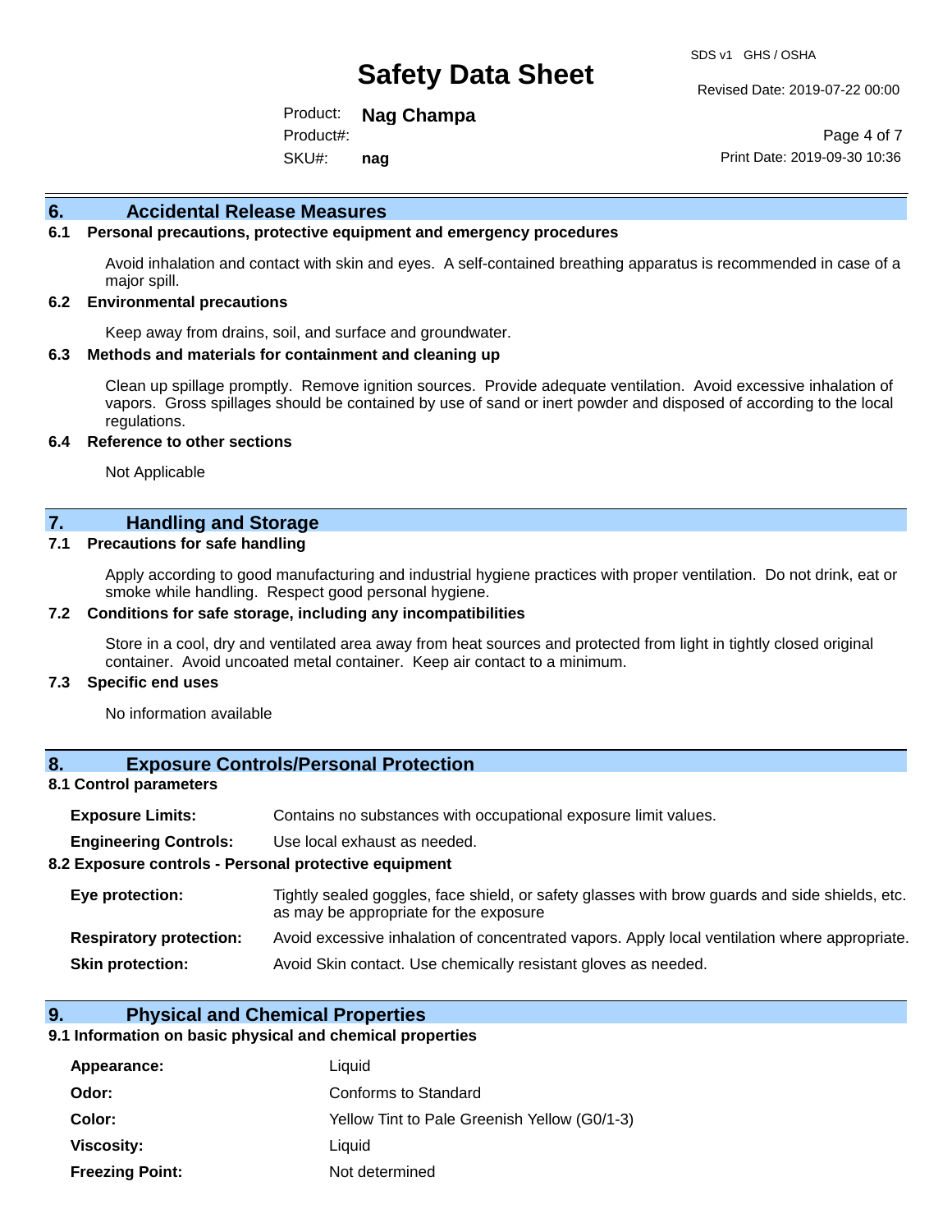## 6. Accidental Release Measures

### 6.1 Personal precautions, protective equipment and emergency procedures

Avoid inhalation and contact with skin and eyes. A self-contained breathing apparatus is recommended in case of a major spill.

### 6.2 Environmental precautions

Keep away from drains, soil, and surface and groundwater.

### 6.3 Methods and materials for containment and cleaning up

Clean up spillage promptly. Remove ignition sources. Provide adequate ventilation. Avoid excessive inhalation of vapors. Gross spillages should be contained by use of sand or inert powder and disposed of according to the local regulations.

### 6.4 Reference to other sections

Not Applicable

## 7. Handling and Storage

### 7.1 Precautions for safe handling

Apply according to good manufacturing and industrial hygiene practices with proper ventilation. Do not drink, eat or smoke while handling. Respect good personal hygiene.

### 7.2 Conditions for safe storage, including any incompatibilities

Store in a cool, dry and ventilated area away from heat sources and protected from light in tightly closed original container. Avoid uncoated metal container. Keep air contact to a minimum.

### 7.3 Specific end uses

No information available

## 8. Exposure Controls/Personal Protection

### 8.1 Control parameters

**Exposure Limits:** Contains no substances with occupational exposure limit values.

**Engineering Controls:** Use local exhaust as needed.

### 8.2 Exposure controls - Personal protective equipment

**Eye protection:** Tightly sealed goggles, face shield, or safety glasses with brow guards and side shields, etc. as may be appropriate for the exposure

**Respiratory protection:** Avoid excessive inhalation of concentrated vapors. Apply local ventilation where appropriate.

**Skin protection:** Avoid Skin contact. Use chemically resistant gloves as needed.

## 9. Physical and Chemical Properties

### 9.1 Information on basic physical and chemical properties

| | |
|---|---|
| **Appearance:** | Liquid |
| **Odor:** | Conforms to Standard |
| **Color:** | Yellow Tint to Pale Greenish Yellow (G0/1-3) |
| **Viscosity:** | Liquid |
| **Freezing Point:** | Not determined |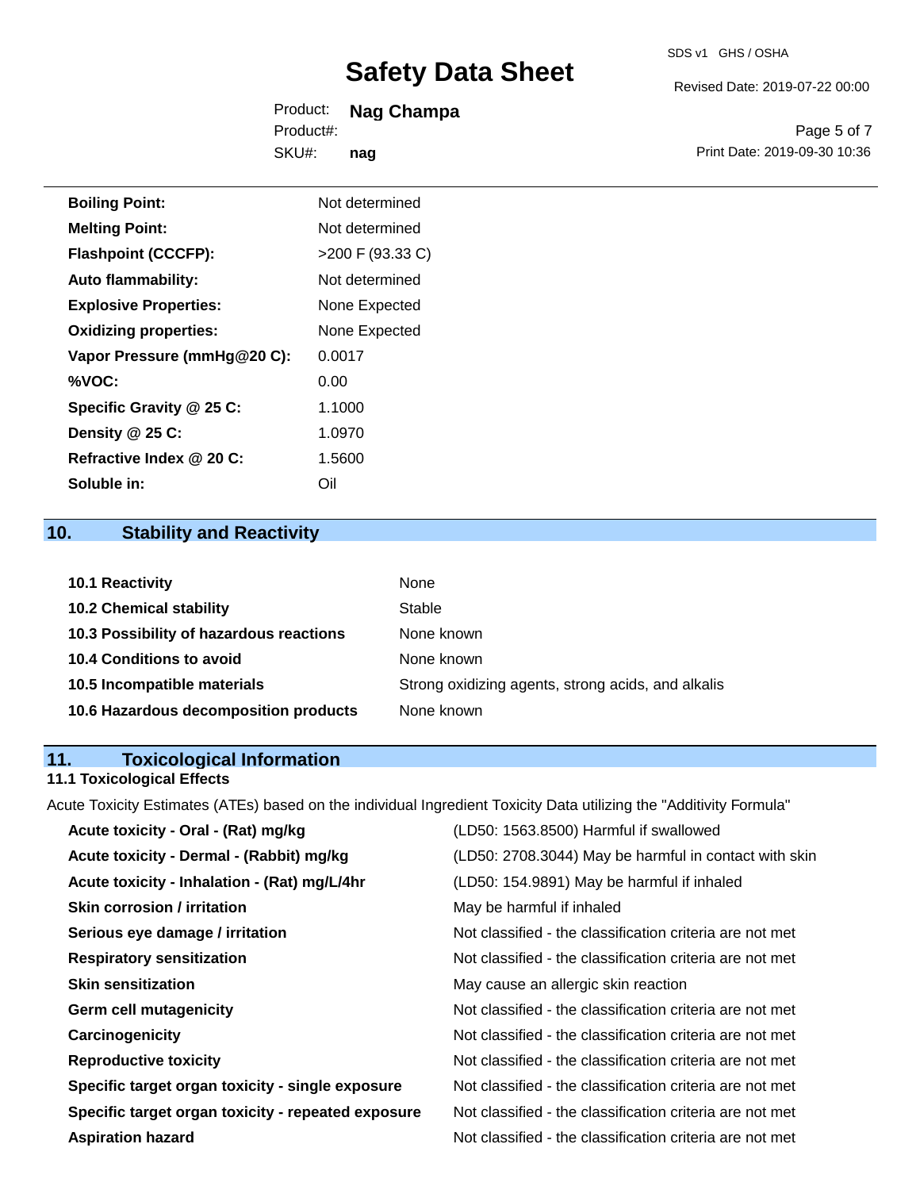| | |
|---|---|
| **Boiling Point:** | Not determined |
| **Melting Point:** | Not determined |
| **Flashpoint (CCCFP):** | >200 F (93.33 C) |
| **Auto flammability:** | Not determined |
| **Explosive Properties:** | None Expected |
| **Oxidizing properties:** | None Expected |
| **Vapor Pressure (mmHg@20 C):** | 0.0017 |
| **%VOC:** | 0.00 |
| **Specific Gravity @ 25 C:** | 1.1000 |
| **Density @ 25 C:** | 1.0970 |
| **Refractive Index @ 20 C:** | 1.5600 |
| **Soluble in:** | Oil |

## 10. Stability and Reactivity

| | |
|---|---|
| **10.1 Reactivity** | None |
| **10.2 Chemical stability** | Stable |
| **10.3 Possibility of hazardous reactions** | None known |
| **10.4 Conditions to avoid** | None known |
| **10.5 Incompatible materials** | Strong oxidizing agents, strong acids, and alkalis |
| **10.6 Hazardous decomposition products** | None known |

## 11. Toxicological Information

### 11.1 Toxicological Effects

Acute Toxicity Estimates (ATEs) based on the individual Ingredient Toxicity Data utilizing the "Additivity Formula"

| | |
|---|---|
| **Acute toxicity - Oral - (Rat) mg/kg** | (LD50: 1563.8500) Harmful if swallowed |
| **Acute toxicity - Dermal - (Rabbit) mg/kg** | (LD50: 2708.3044) May be harmful in contact with skin |
| **Acute toxicity - Inhalation - (Rat) mg/L/4hr** | (LD50: 154.9891) May be harmful if inhaled |
| **Skin corrosion / irritation** | May be harmful if inhaled |
| **Serious eye damage / irritation** | Not classified - the classification criteria are not met |
| **Respiratory sensitization** | Not classified - the classification criteria are not met |
| **Skin sensitization** | May cause an allergic skin reaction |
| **Germ cell mutagenicity** | Not classified - the classification criteria are not met |
| **Carcinogenicity** | Not classified - the classification criteria are not met |
| **Reproductive toxicity** | Not classified - the classification criteria are not met |
| **Specific target organ toxicity - single exposure** | Not classified - the classification criteria are not met |
| **Specific target organ toxicity - repeated exposure** | Not classified - the classification criteria are not met |
| **Aspiration hazard** | Not classified - the classification criteria are not met |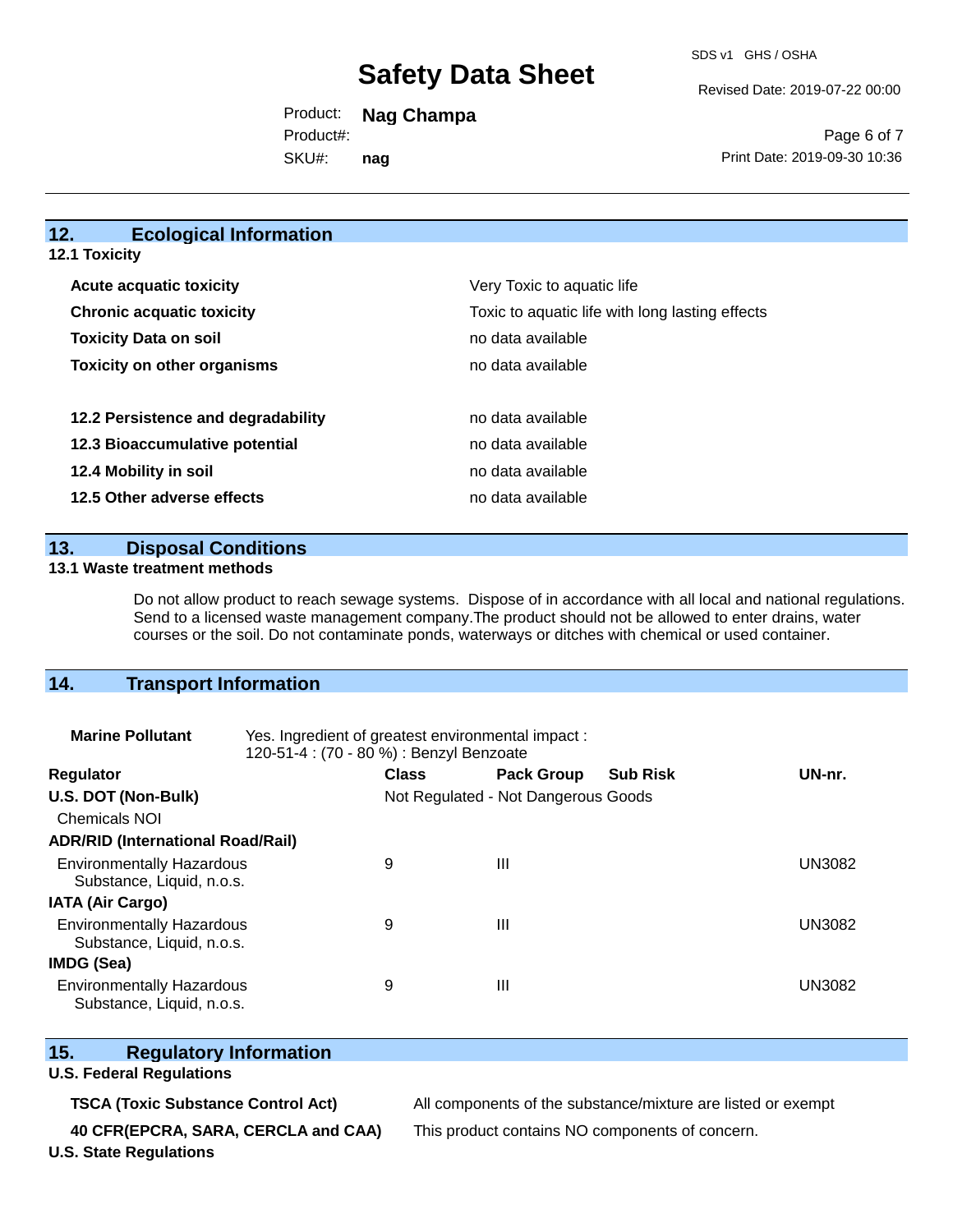## 12. Ecological Information

### 12.1 Toxicity

| | |
|---|---|
| **Acute acquatic toxicity** | Very Toxic to aquatic life |
| **Chronic acquatic toxicity** | Toxic to aquatic life with long lasting effects |
| **Toxicity Data on soil** | no data available |
| **Toxicity on other organisms** | no data available |

| | |
|---|---|
| **12.2 Persistence and degradability** | no data available |
| **12.3 Bioaccumulative potential** | no data available |
| **12.4 Mobility in soil** | no data available |
| **12.5 Other adverse effects** | no data available |

## 13. Disposal Conditions

### 13.1 Waste treatment methods

Do not allow product to reach sewage systems. Dispose of in accordance with all local and national regulations. Send to a licensed waste management company.The product should not be allowed to enter drains, water courses or the soil. Do not contaminate ponds, waterways or ditches with chemical or used container.

## 14. Transport Information

**Marine Pollutant** Yes. Ingredient of greatest environmental impact : 120-51-4 : (70 - 80 %) : Benzyl Benzoate

| Regulator | Class | Pack Group | Sub Risk | UN-nr. |
|---|---|---|---|---|
| **U.S. DOT (Non-Bulk)** | Not Regulated - Not Dangerous Goods | | | |
| Chemicals NOI | | | | |
| **ADR/RID (International Road/Rail)** | | | | |
| Environmentally Hazardous Substance, Liquid, n.o.s. | 9 | III | | UN3082 |
| **IATA (Air Cargo)** | | | | |
| Environmentally Hazardous Substance, Liquid, n.o.s. | 9 | III | | UN3082 |
| **IMDG (Sea)** | | | | |
| Environmentally Hazardous Substance, Liquid, n.o.s. | 9 | III | | UN3082 |

## 15. Regulatory Information

### U.S. Federal Regulations

| | |
|---|---|
| **TSCA (Toxic Substance Control Act)** | All components of the substance/mixture are listed or exempt |
| **40 CFR(EPCRA, SARA, CERCLA and CAA)** | This product contains NO components of concern. |

### U.S. State Regulations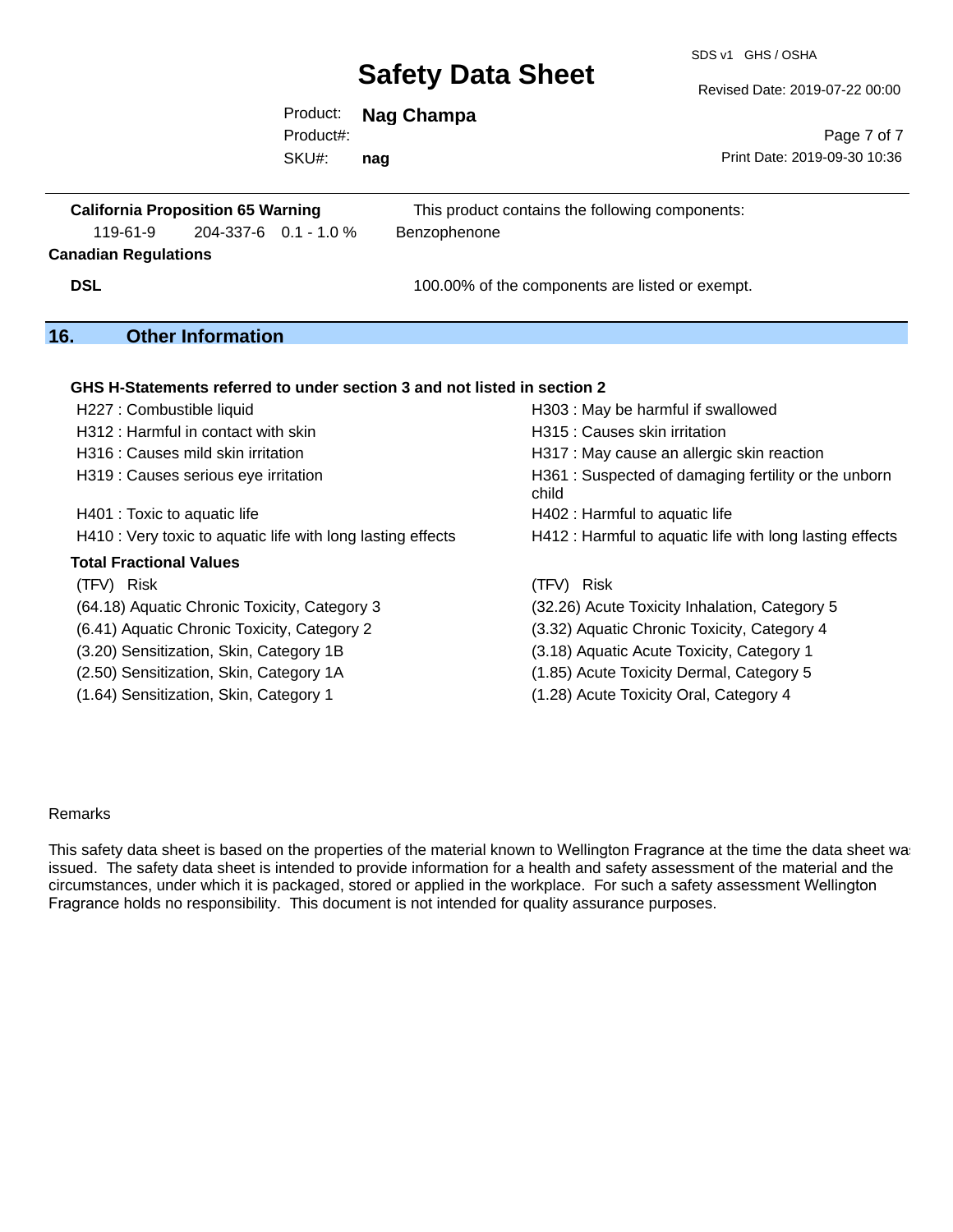**California Proposition 65 Warning** This product contains the following components:

| | | | |
|---|---|---|---|
| 119-61-9 | 204-337-6 | 0.1 - 1.0 % | Benzophenone |

**Canadian Regulations**

**DSL** 100.00% of the components are listed or exempt.

## 16. Other Information

**GHS H-Statements referred to under section 3 and not listed in section 2**

H227 : Combustible liquid
H303 : May be harmful if swallowed
H312 : Harmful in contact with skin
H315 : Causes skin irritation
H316 : Causes mild skin irritation
H317 : May cause an allergic skin reaction
H319 : Causes serious eye irritation
H361 : Suspected of damaging fertility or the unborn child
H401 : Toxic to aquatic life
H402 : Harmful to aquatic life
H410 : Very toxic to aquatic life with long lasting effects
H412 : Harmful to aquatic life with long lasting effects

**Total Fractional Values**

| (TFV) Risk | (TFV) Risk |
|---|---|
| (64.18) Aquatic Chronic Toxicity, Category 3 | (32.26) Acute Toxicity Inhalation, Category 5 |
| (6.41) Aquatic Chronic Toxicity, Category 2 | (3.32) Aquatic Chronic Toxicity, Category 4 |
| (3.20) Sensitization, Skin, Category 1B | (3.18) Aquatic Acute Toxicity, Category 1 |
| (2.50) Sensitization, Skin, Category 1A | (1.85) Acute Toxicity Dermal, Category 5 |
| (1.64) Sensitization, Skin, Category 1 | (1.28) Acute Toxicity Oral, Category 4 |

Remarks

This safety data sheet is based on the properties of the material known to Wellington Fragrance at the time the data sheet was issued. The safety data sheet is intended to provide information for a health and safety assessment of the material and the circumstances, under which it is packaged, stored or applied in the workplace. For such a safety assessment Wellington Fragrance holds no responsibility. This document is not intended for quality assurance purposes.